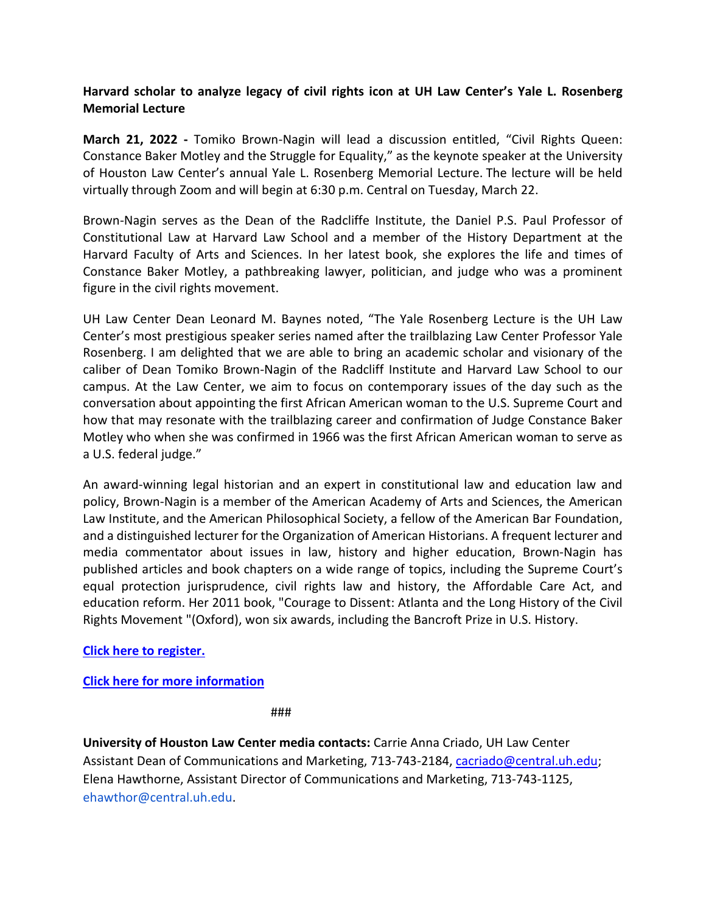**Harvard scholar to analyze legacy of civil rights icon at UH Law Center's Yale L. Rosenberg Memorial Lecture**

**March 21, 2022 -** Tomiko Brown-Nagin will lead a discussion entitled, "Civil Rights Queen: Constance Baker Motley and the Struggle for Equality," as the keynote speaker at the University of Houston Law Center's annual Yale L. Rosenberg Memorial Lecture. The lecture will be held virtually through Zoom and will begin at 6:30 p.m. Central on Tuesday, March 22.

Brown-Nagin serves as the Dean of the Radcliffe Institute, the Daniel P.S. Paul Professor of Constitutional Law at Harvard Law School and a member of the History Department at the Harvard Faculty of Arts and Sciences. In her latest book, she explores the life and times of Constance Baker Motley, a pathbreaking lawyer, politician, and judge who was a prominent figure in the civil rights movement.

UH Law Center Dean Leonard M. Baynes noted, "The Yale Rosenberg Lecture is the UH Law Center's most prestigious speaker series named after the trailblazing Law Center Professor Yale Rosenberg. I am delighted that we are able to bring an academic scholar and visionary of the caliber of Dean Tomiko Brown-Nagin of the Radcliff Institute and Harvard Law School to our campus. At the Law Center, we aim to focus on contemporary issues of the day such as the conversation about appointing the first African American woman to the U.S. Supreme Court and how that may resonate with the trailblazing career and confirmation of Judge Constance Baker Motley who when she was confirmed in 1966 was the first African American woman to serve as a U.S. federal judge."

An award-winning legal historian and an expert in constitutional law and education law and policy, Brown-Nagin is a member of the American Academy of Arts and Sciences, the American Law Institute, and the American Philosophical Society, a fellow of the American Bar Foundation, and a distinguished lecturer for the Organization of American Historians. A frequent lecturer and media commentator about issues in law, history and higher education, Brown-Nagin has published articles and book chapters on a wide range of topics, including the Supreme Court's equal protection jurisprudence, civil rights law and history, the Affordable Care Act, and education reform. Her 2011 book, "Courage to Dissent: Atlanta and the Long History of the Civil Rights Movement "(Oxford), won six awards, including the Bancroft Prize in U.S. History.

**Click here to register.**

**Click here for more information**

###

**University of Houston Law Center media contacts:** Carrie Anna Criado, UH Law Center Assistant Dean of Communications and Marketing, 713-743-2184, cacriado@central.uh.edu; Elena Hawthorne, Assistant Director of Communications and Marketing, 713-743-1125, ehawthor@central.uh.edu.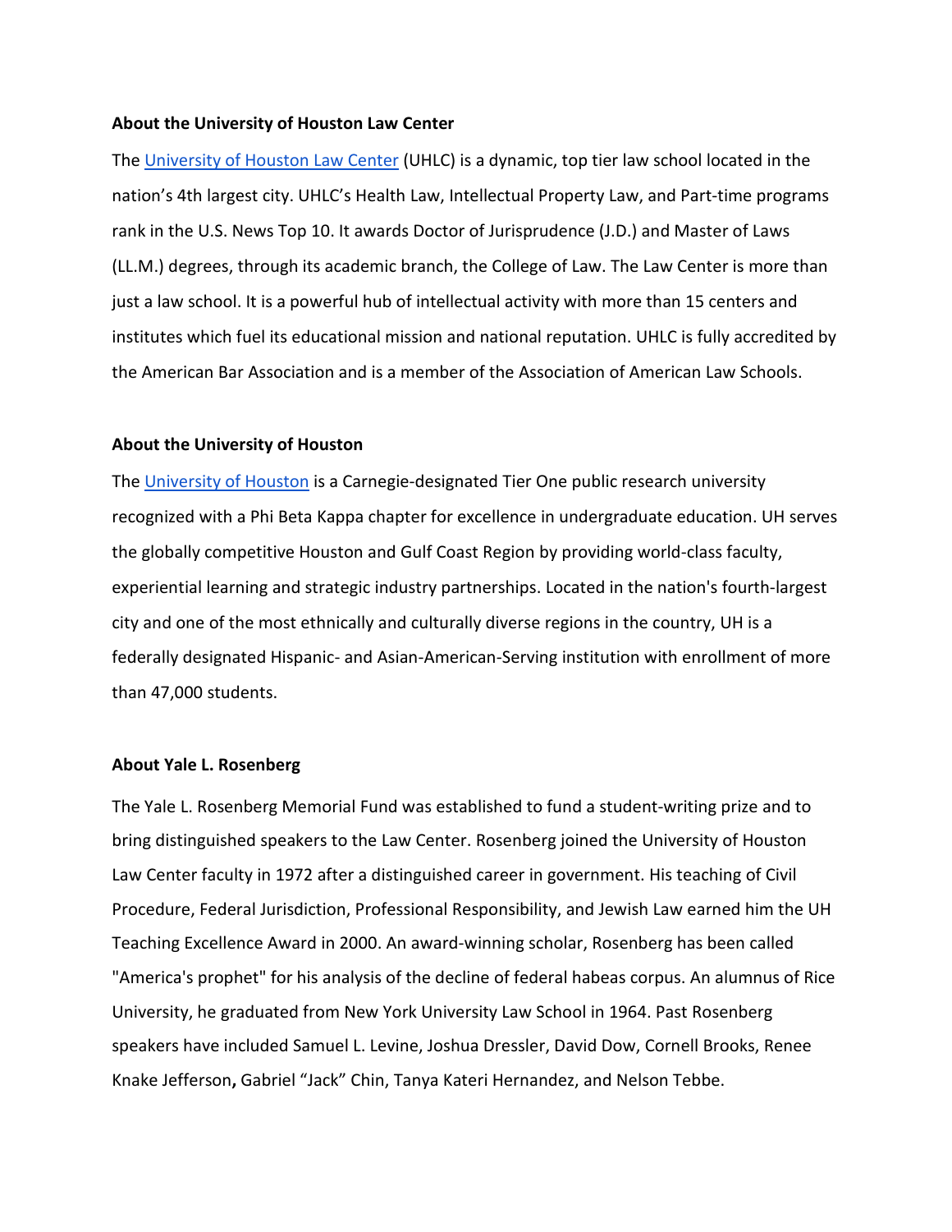**About the University of Houston Law Center**

The [University of Houston Law Center](https://www.law.uh.edu) (UHLC) is a dynamic, top tier law school located in the nation's 4th largest city. UHLC's Health Law, Intellectual Property Law, and Part-time programs rank in the U.S. News Top 10. It awards Doctor of Jurisprudence (J.D.) and Master of Laws (LL.M.) degrees, through its academic branch, the College of Law. The Law Center is more than just a law school. It is a powerful hub of intellectual activity with more than 15 centers and institutes which fuel its educational mission and national reputation. UHLC is fully accredited by the American Bar Association and is a member of the Association of American Law Schools.

**About the University of Houston**

The [University of Houston](https://www.uh.edu) is a Carnegie-designated Tier One public research university recognized with a Phi Beta Kappa chapter for excellence in undergraduate education. UH serves the globally competitive Houston and Gulf Coast Region by providing world-class faculty, experiential learning and strategic industry partnerships. Located in the nation's fourth-largest city and one of the most ethnically and culturally diverse regions in the country, UH is a federally designated Hispanic- and Asian-American-Serving institution with enrollment of more than 47,000 students.

**About Yale L. Rosenberg**

The Yale L. Rosenberg Memorial Fund was established to fund a student-writing prize and to bring distinguished speakers to the Law Center. Rosenberg joined the University of Houston Law Center faculty in 1972 after a distinguished career in government. His teaching of Civil Procedure, Federal Jurisdiction, Professional Responsibility, and Jewish Law earned him the UH Teaching Excellence Award in 2000. An award-winning scholar, Rosenberg has been called "America's prophet" for his analysis of the decline of federal habeas corpus. An alumnus of Rice University, he graduated from New York University Law School in 1964. Past Rosenberg speakers have included Samuel L. Levine, Joshua Dressler, David Dow, Cornell Brooks, Renee Knake Jefferson**,** Gabriel "Jack" Chin, Tanya Kateri Hernandez, and Nelson Tebbe.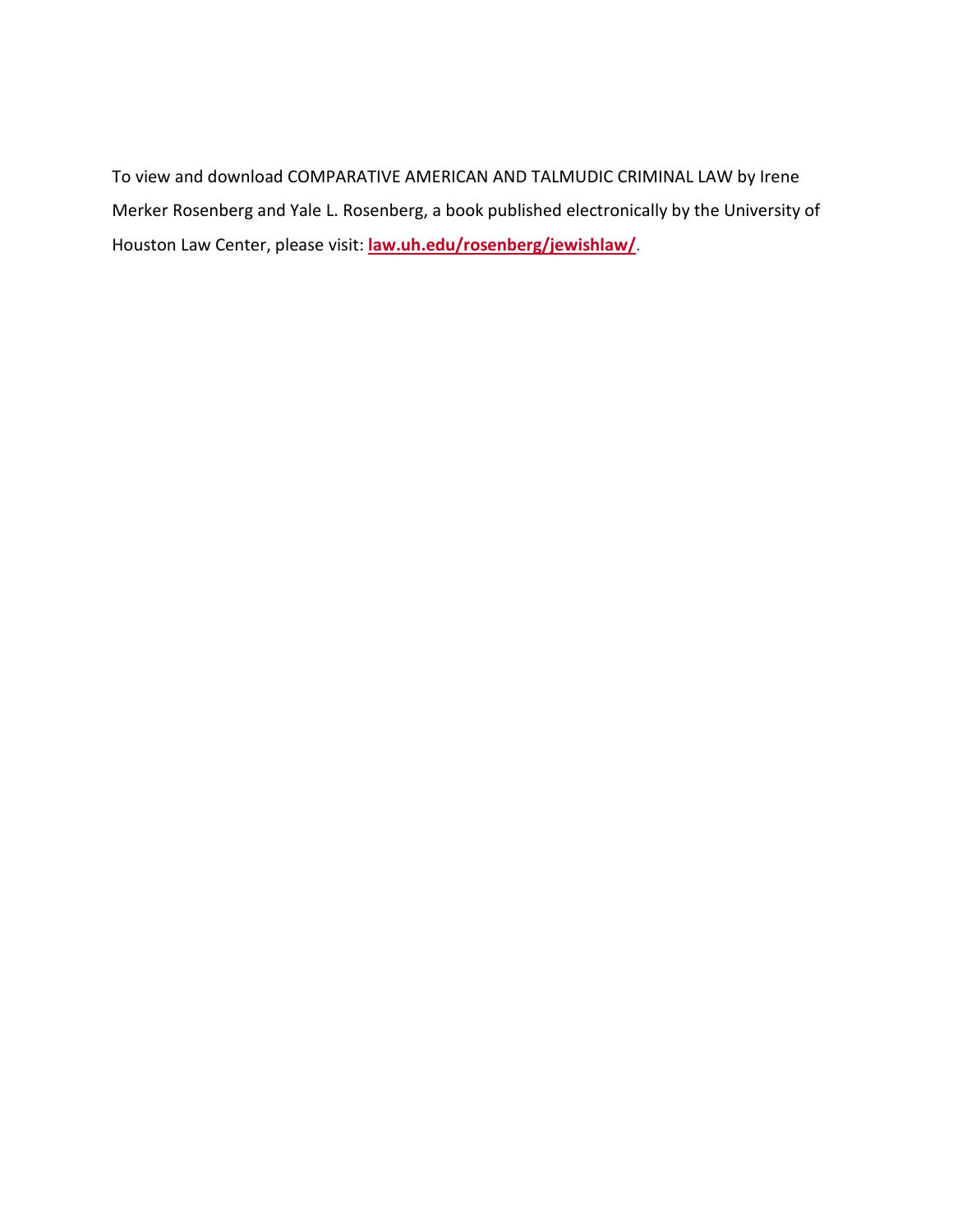To view and download COMPARATIVE AMERICAN AND TALMUDIC CRIMINAL LAW by Irene Merker Rosenberg and Yale L. Rosenberg, a book published electronically by the University of Houston Law Center, please visit: **law.uh.edu/rosenberg/jewishlaw/**.